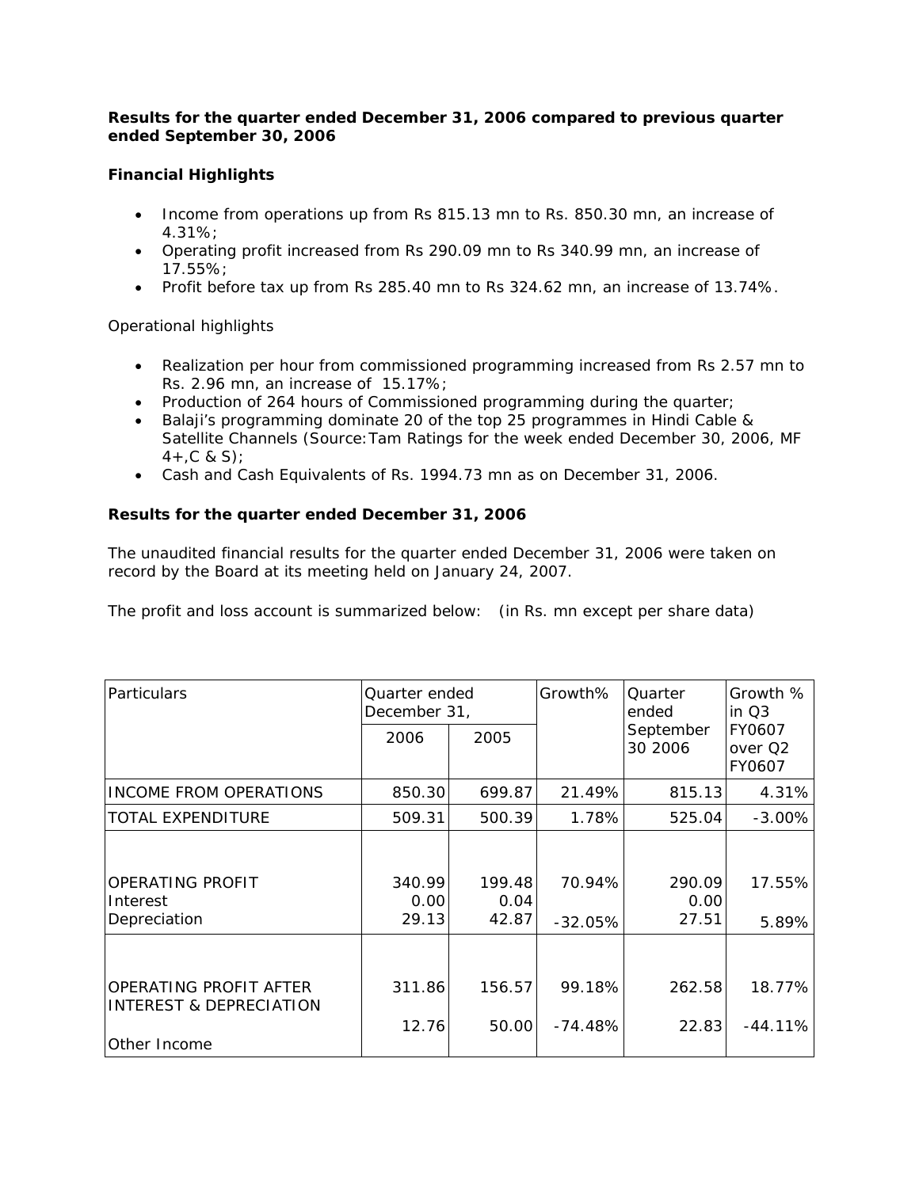**Results for the quarter ended December 31, 2006 compared to previous quarter ended September 30, 2006**

**Financial Highlights**

- Income from operations up from Rs 815.13 mn to Rs. 850.30 mn, an increase of 4.31%;
- Operating profit increased from Rs 290.09 mn to Rs 340.99 mn, an increase of 17.55%;
- Profit before tax up from Rs 285.40 mn to Rs 324.62 mn, an increase of 13.74%.

Operational highlights

- Realization per hour from commissioned programming increased from Rs 2.57 mn to Rs. 2.96 mn, an increase of 15.17%;
- Production of 264 hours of Commissioned programming during the quarter;
- Balaji's programming dominate 20 of the top 25 programmes in Hindi Cable & Satellite Channels (Source:Tam Ratings for the week ended December 30, 2006, MF 4+,C & S);
- Cash and Cash Equivalents of Rs. 1994.73 mn as on December 31, 2006.

**Results for the quarter ended December 31, 2006**

The unaudited financial results for the quarter ended December 31, 2006 were taken on record by the Board at its meeting held on January 24, 2007.

The profit and loss account is summarized below: (in Rs. mn except per share data)

| Particulars | Quarter ended December 31, | | Growth% | Quarter ended September 30 2006 | Growth % in Q3 FY0607 over Q2 FY0607 |
|---|---|---|---|---|---|
| | 2006 | 2005 | | | |
| INCOME FROM OPERATIONS | 850.30 | 699.87 | 21.49% | 815.13 | 4.31% |
| TOTAL EXPENDITURE | 509.31 | 500.39 | 1.78% | 525.04 | -3.00% |
| OPERATING PROFIT | 340.99 | 199.48 | 70.94% | 290.09 | 17.55% |
| Interest | 0.00 | 0.04 | | 0.00 | |
| Depreciation | 29.13 | 42.87 | -32.05% | 27.51 | 5.89% |
| OPERATING PROFIT AFTER INTEREST & DEPRECIATION | 311.86 | 156.57 | 99.18% | 262.58 | 18.77% |
| Other Income | 12.76 | 50.00 | -74.48% | 22.83 | -44.11% |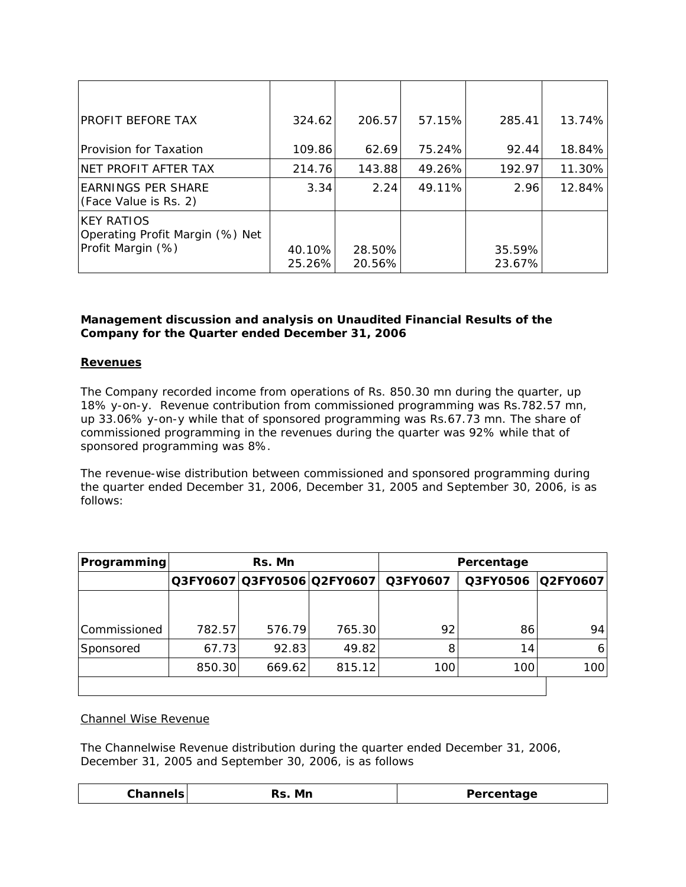| | | | | | |
|---|---|---|---|---|---|
| PROFIT BEFORE TAX | 324.62 | 206.57 | 57.15% | 285.41 | 13.74% |
| Provision for Taxation | 109.86 | 62.69 | 75.24% | 92.44 | 18.84% |
| NET PROFIT AFTER TAX | 214.76 | 143.88 | 49.26% | 192.97 | 11.30% |
| EARNINGS PER SHARE (Face Value is Rs. 2) | 3.34 | 2.24 | 49.11% | 2.96 | 12.84% |
| KEY RATIOS Operating Profit Margin (%) Net Profit Margin (%) | 40.10% 25.26% | 28.50% 20.56% | | 35.59% 23.67% | |

**Management discussion and analysis on Unaudited Financial Results of the Company for the Quarter ended December 31, 2006**

**Revenues**

The Company recorded income from operations of Rs. 850.30 mn during the quarter, up 18% y-on-y. Revenue contribution from commissioned programming was Rs.782.57 mn, up 33.06% y-on-y while that of sponsored programming was Rs.67.73 mn. The share of commissioned programming in the revenues during the quarter was 92% while that of sponsored programming was 8%.

The revenue-wise distribution between commissioned and sponsored programming during the quarter ended December 31, 2006, December 31, 2005 and September 30, 2006, is as follows:

| Programming | Rs. Mn | | | Percentage | | |
|---|---|---|---|---|---|---|
| | Q3FY0607 | Q3FY0506 | Q2FY0607 | Q3FY0607 | Q3FY0506 | Q2FY0607 |
| Commissioned | 782.57 | 576.79 | 765.30 | 92 | 86 | 94 |
| Sponsored | 67.73 | 92.83 | 49.82 | 8 | 14 | 6 |
| | 850.30 | 669.62 | 815.12 | 100 | 100 | 100 |

Channel Wise Revenue

The Channelwise Revenue distribution during the quarter ended December 31, 2006, December 31, 2005 and September 30, 2006, is as follows

| Channels | Rs. Mn | Percentage |
|---|---|---|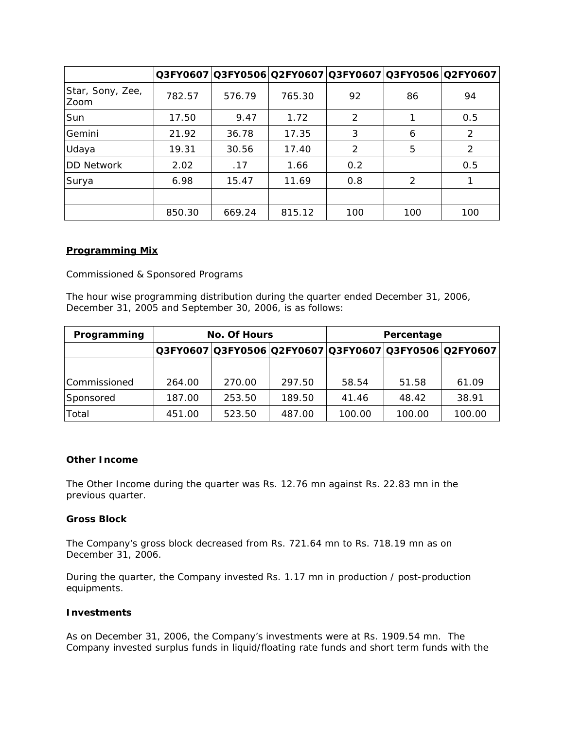| | Q3FY0607 | Q3FY0506 | Q2FY0607 | Q3FY0607 | Q3FY0506 | Q2FY0607 |
|---|---|---|---|---|---|---|
| Star, Sony, Zee, Zoom | 782.57 | 576.79 | 765.30 | 92 | 86 | 94 |
| Sun | 17.50 | 9.47 | 1.72 | 2 | 1 | 0.5 |
| Gemini | 21.92 | 36.78 | 17.35 | 3 | 6 | 2 |
| Udaya | 19.31 | 30.56 | 17.40 | 2 | 5 | 2 |
| DD Network | 2.02 | .17 | 1.66 | 0.2 | | 0.5 |
| Surya | 6.98 | 15.47 | 11.69 | 0.8 | 2 | 1 |
| | | | | | | |
| | 850.30 | 669.24 | 815.12 | 100 | 100 | 100 |

**Programming Mix**

Commissioned & Sponsored Programs

The hour wise programming distribution during the quarter ended December 31, 2006, December 31, 2005 and September 30, 2006, is as follows:

| Programming | No. Of Hours | | | Percentage | | |
|---|---|---|---|---|---|---|
| | Q3FY0607 | Q3FY0506 | Q2FY0607 | Q3FY0607 | Q3FY0506 | Q2FY0607 |
| | | | | | | |
| Commissioned | 264.00 | 270.00 | 297.50 | 58.54 | 51.58 | 61.09 |
| Sponsored | 187.00 | 253.50 | 189.50 | 41.46 | 48.42 | 38.91 |
| Total | 451.00 | 523.50 | 487.00 | 100.00 | 100.00 | 100.00 |

**Other Income**

The Other Income during the quarter was Rs. 12.76 mn against Rs. 22.83 mn in the previous quarter.

**Gross Block**

The Company's gross block decreased from Rs. 721.64 mn to Rs. 718.19 mn as on December 31, 2006.

During the quarter, the Company invested Rs. 1.17 mn in production / post-production equipments.

**Investments**

As on December 31, 2006, the Company's investments were at Rs. 1909.54 mn. The Company invested surplus funds in liquid/floating rate funds and short term funds with the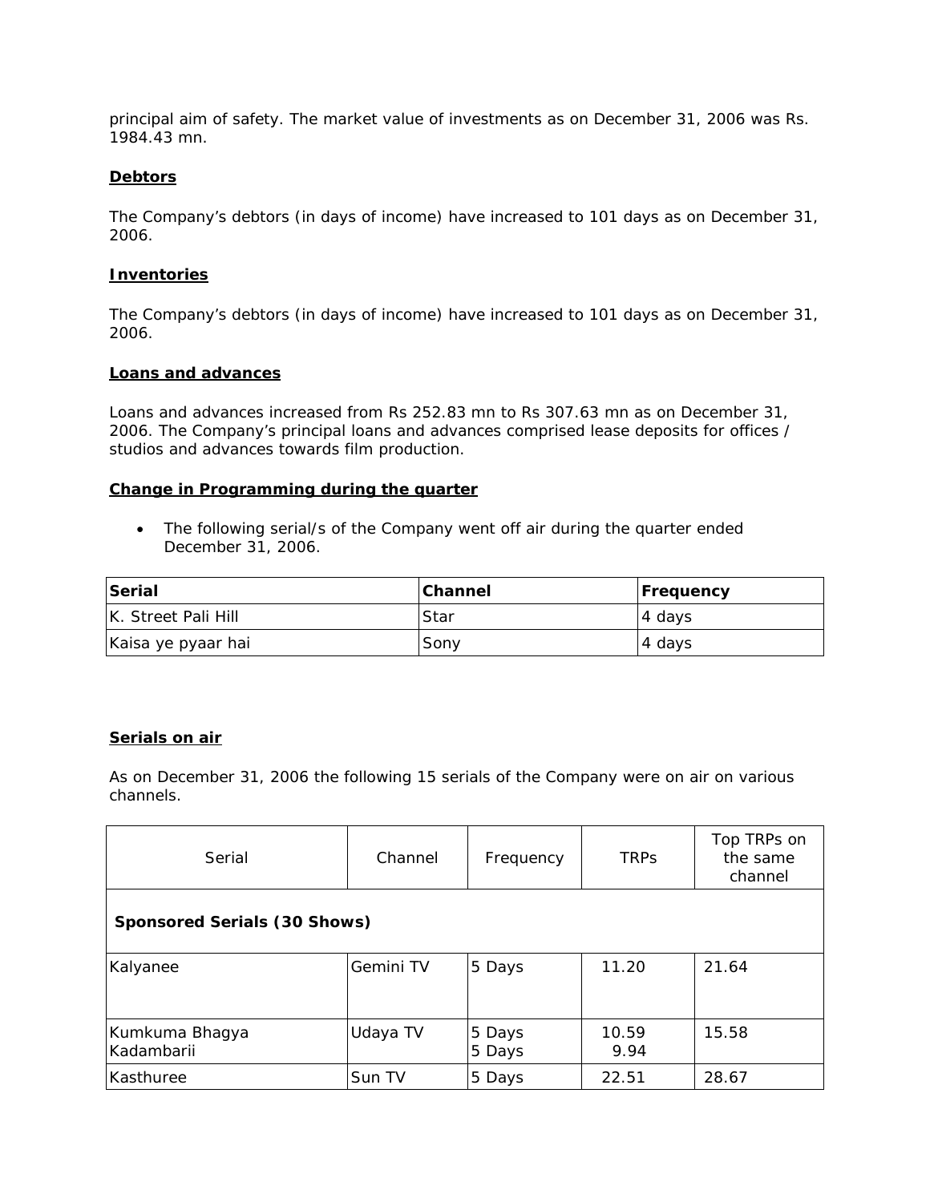principal aim of safety. The market value of investments as on December 31, 2006 was Rs. 1984.43 mn.

**Debtors**

The Company's debtors (in days of income) have increased to 101 days as on December 31, 2006.

**Inventories**

The Company's debtors (in days of income) have increased to 101 days as on December 31, 2006.

**Loans and advances**

Loans and advances increased from Rs 252.83 mn to Rs 307.63 mn as on December 31, 2006. The Company's principal loans and advances comprised lease deposits for offices / studios and advances towards film production.

**Change in Programming during the quarter**

- The following serial/s of the Company went off air during the quarter ended December 31, 2006.

| Serial | Channel | Frequency |
|---|---|---|
| K. Street Pali Hill | Star | 4 days |
| Kaisa ye pyaar hai | Sony | 4 days |

**Serials on air**

As on December 31, 2006 the following 15 serials of the Company were on air on various channels.

| Serial | Channel | Frequency | TRPs | Top TRPs on the same channel |
|---|---|---|---|---|
| **Sponsored Serials (30 Shows)** | | | | |
| Kalyanee | Gemini TV | 5 Days | 11.20 | 21.64 |
| Kumkuma Bhagya<br>Kadambarii | Udaya TV | 5 Days<br>5 Days | 10.59<br>9.94 | 15.58 |
| Kasthuree | Sun TV | 5 Days | 22.51 | 28.67 |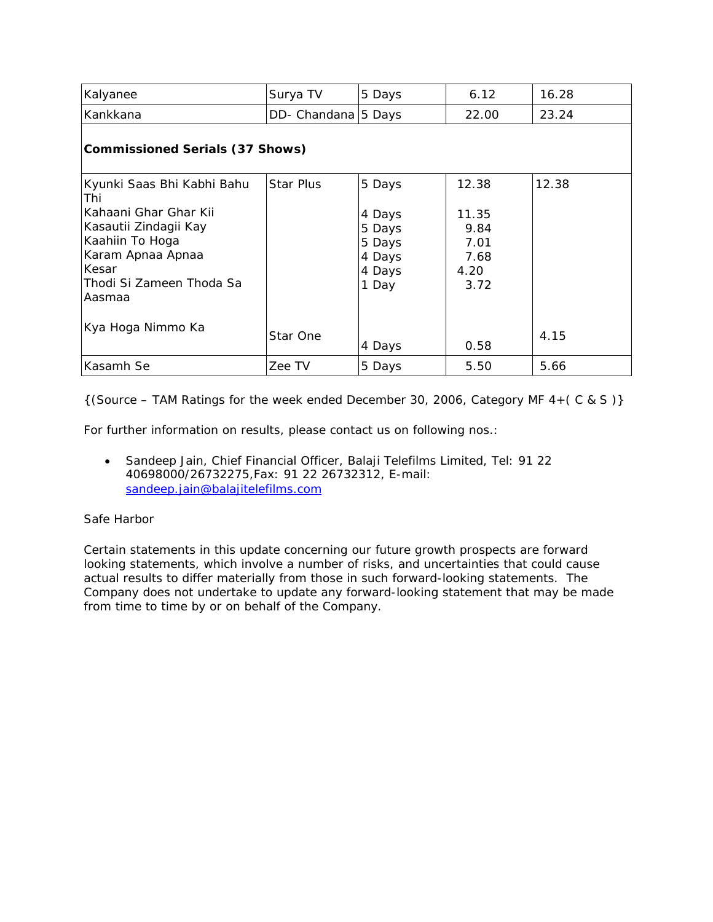| | | | | |
|---|---|---|---|---|
| Kalyanee | Surya TV | 5 Days | 6.12 | 16.28 |
| Kankkana | DD- Chandana | 5 Days | 22.00 | 23.24 |
| **Commissioned Serials (37 Shows)** | | | | |
| Kyunki Saas Bhi Kabhi Bahu Thi | Star Plus | 5 Days | 12.38 | 12.38 |
| Kahaani Ghar Ghar Kii | | 4 Days | 11.35 | |
| Kasautii Zindagii Kay | | 5 Days | 9.84 | |
| Kaahiin To Hoga | | 5 Days | 7.01 | |
| Karam Apnaa Apnaa | | 4 Days | 7.68 | |
| Kesar | | 4 Days | 4.20 | |
| Thodi Si Zameen Thoda Sa Aasmaa | | 1 Day | 3.72 | |
| Kya Hoga Nimmo Ka | Star One | 4 Days | 0.58 | 4.15 |
| Kasamh Se | Zee TV | 5 Days | 5.50 | 5.66 |

{(Source – TAM Ratings for the week ended December 30, 2006, Category MF 4+( C & S )}

For further information on results, please contact us on following nos.:

- Sandeep Jain, Chief Financial Officer, Balaji Telefilms Limited, Tel: 91 22 40698000/26732275,Fax: 91 22 26732312, E-mail: sandeep.jain@balajitelefilms.com

Safe Harbor

Certain statements in this update concerning our future growth prospects are forward looking statements, which involve a number of risks, and uncertainties that could cause actual results to differ materially from those in such forward-looking statements. The Company does not undertake to update any forward-looking statement that may be made from time to time by or on behalf of the Company.